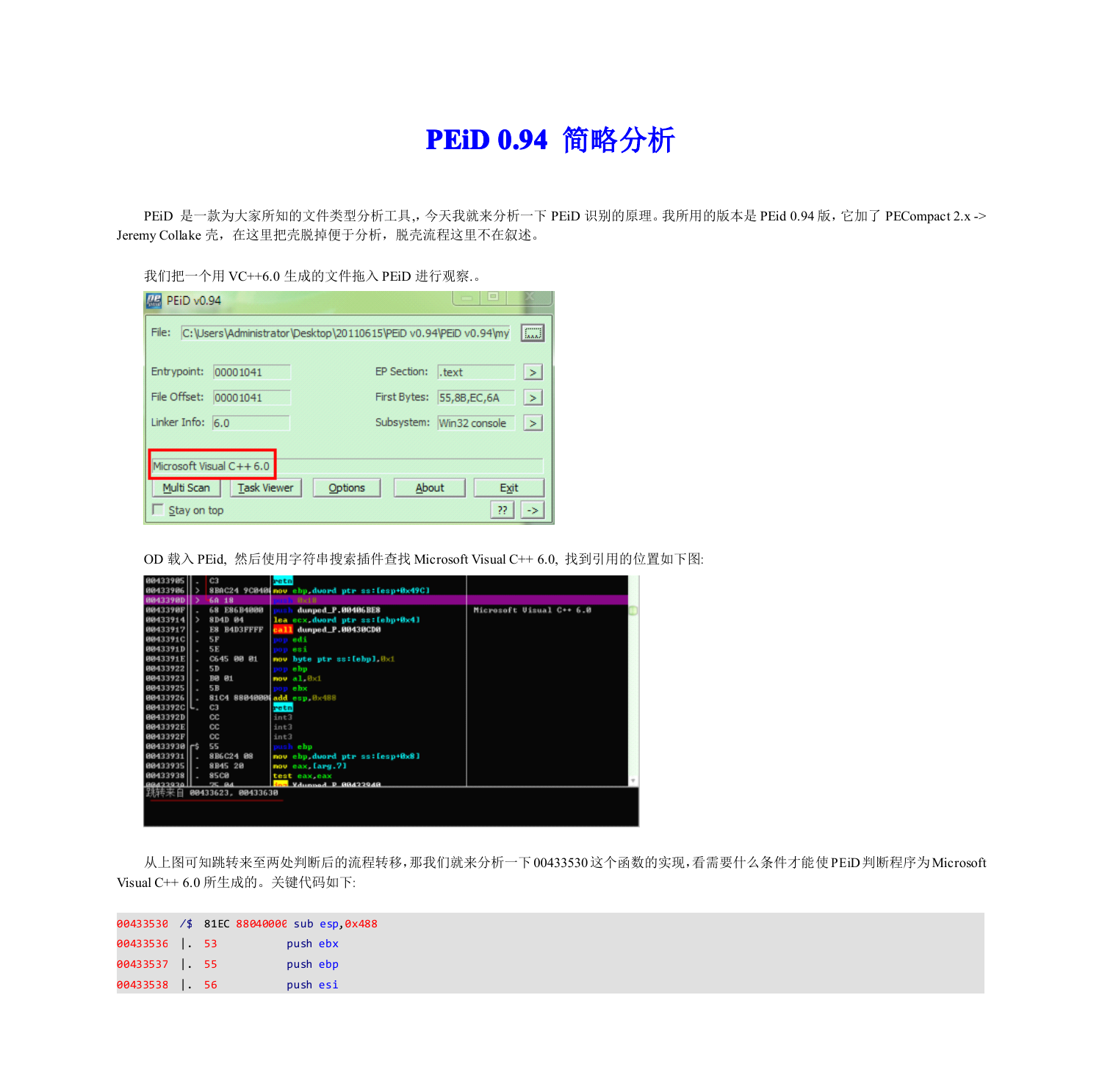# PEiD 0.94 简略分析

PEiD 是一款为大家所知的文件类型分析工具,，今天我就来分析一下 PEiD 识别的原理。我所用的版本是 PEid 0.94 版，它加了 PECompact 2.x -> Jeremy Collake 壳，在这里把壳脱掉便于分析，脱壳流程这里不在叙述。

我们把一个用 VC++6.0 生成的文件拖入 PEiD 进行观察.。

OD 载入 PEid，然后使用字符串搜索插件查找 Microsoft Visual C++ 6.0，找到引用的位置如下图:

从上图可知跳转来至两处判断后的流程转移，那我们就来分析一下 00433530 这个函数的实现，看需要什么条件才能使 PEiD 判断程序为 Microsoft Visual C++ 6.0 所生成的。关键代码如下:

```
00433530  /$  81EC 88040000 sub esp,0x488
00433536  |.  53            push ebx
00433537  |.  55            push ebp
00433538  |.  56            push esi
```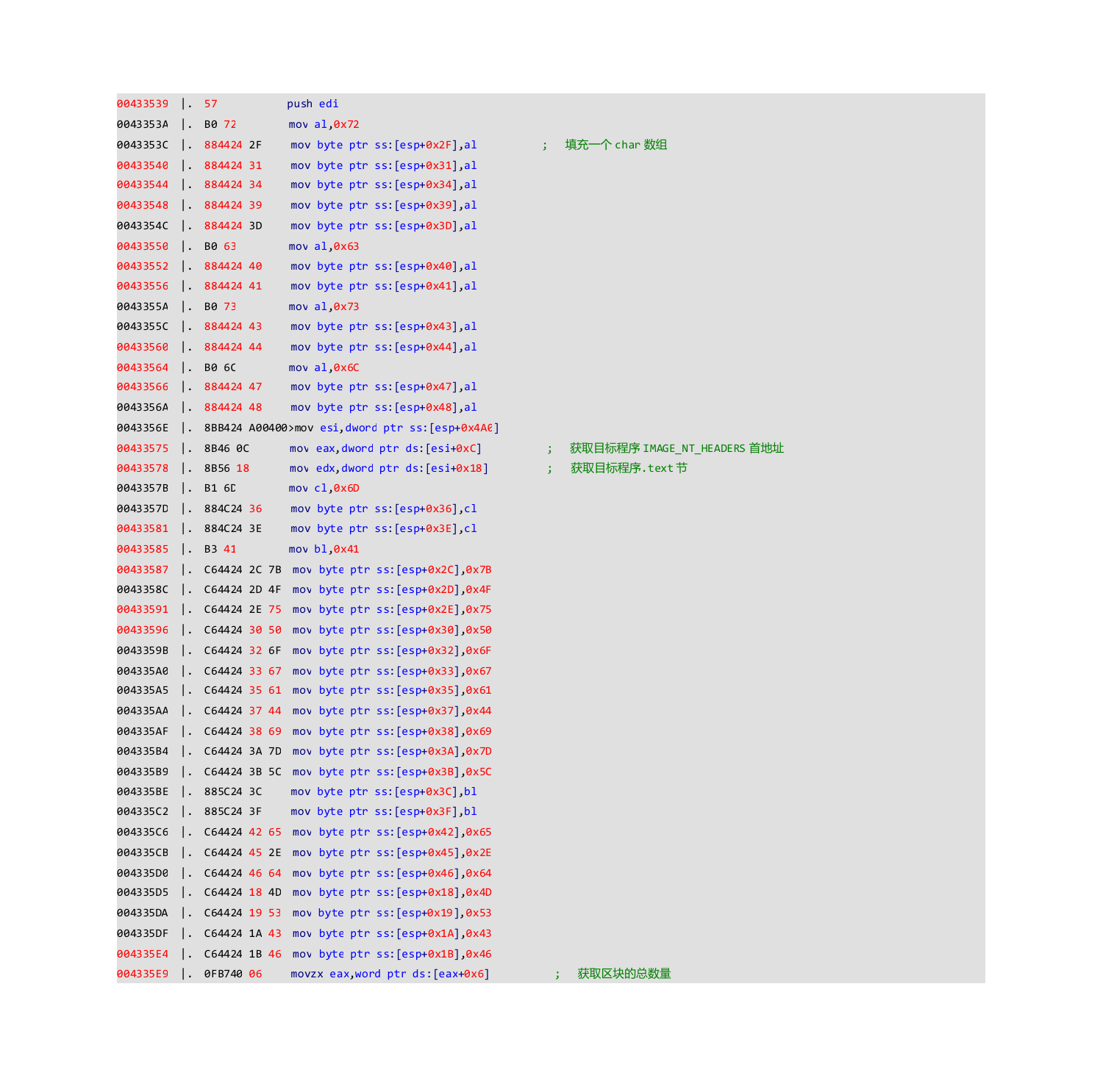```
00433539  |.  57            push edi
0043353A  |.  B0 72         mov al,0x72
0043353C  |.  884424 2F     mov byte ptr ss:[esp+0x2F],al          ;  填充一个 char 数组
00433540  |.  884424 31     mov byte ptr ss:[esp+0x31],al
00433544  |.  884424 34     mov byte ptr ss:[esp+0x34],al
00433548  |.  884424 39     mov byte ptr ss:[esp+0x39],al
0043354C  |.  884424 3D     mov byte ptr ss:[esp+0x3D],al
00433550  |.  B0 63         mov al,0x63
00433552  |.  884424 40     mov byte ptr ss:[esp+0x40],al
00433556  |.  884424 41     mov byte ptr ss:[esp+0x41],al
0043355A  |.  B0 73         mov al,0x73
0043355C  |.  884424 43     mov byte ptr ss:[esp+0x43],al
00433560  |.  884424 44     mov byte ptr ss:[esp+0x44],al
00433564  |.  B0 6C         mov al,0x6C
00433566  |.  884424 47     mov byte ptr ss:[esp+0x47],al
0043356A  |.  884424 48     mov byte ptr ss:[esp+0x48],al
0043356E  |.  8BB424 A00400>mov esi,dword ptr ss:[esp+0x4A0]
00433575  |.  8B46 0C       mov eax,dword ptr ds:[esi+0xC]          ;  获取目标程序 IMAGE_NT_HEADERS 首地址
00433578  |.  8B56 18       mov edx,dword ptr ds:[esi+0x18]         ;  获取目标程序.text 节
0043357B  |.  B1 6D         mov cl,0x6D
0043357D  |.  884C24 36     mov byte ptr ss:[esp+0x36],cl
00433581  |.  884C24 3E     mov byte ptr ss:[esp+0x3E],cl
00433585  |.  B3 41         mov bl,0x41
00433587  |.  C64424 2C 7B  mov byte ptr ss:[esp+0x2C],0x7B
0043358C  |.  C64424 2D 4F  mov byte ptr ss:[esp+0x2D],0x4F
00433591  |.  C64424 2E 75  mov byte ptr ss:[esp+0x2E],0x75
00433596  |.  C64424 30 50  mov byte ptr ss:[esp+0x30],0x50
0043359B  |.  C64424 32 6F  mov byte ptr ss:[esp+0x32],0x6F
004335A0  |.  C64424 33 67  mov byte ptr ss:[esp+0x33],0x67
004335A5  |.  C64424 35 61  mov byte ptr ss:[esp+0x35],0x61
004335AA  |.  C64424 37 44  mov byte ptr ss:[esp+0x37],0x44
004335AF  |.  C64424 38 69  mov byte ptr ss:[esp+0x38],0x69
004335B4  |.  C64424 3A 7D  mov byte ptr ss:[esp+0x3A],0x7D
004335B9  |.  C64424 3B 5C  mov byte ptr ss:[esp+0x3B],0x5C
004335BE  |.  885C24 3C     mov byte ptr ss:[esp+0x3C],bl
004335C2  |.  885C24 3F     mov byte ptr ss:[esp+0x3F],bl
004335C6  |.  C64424 42 65  mov byte ptr ss:[esp+0x42],0x65
004335CB  |.  C64424 45 2E  mov byte ptr ss:[esp+0x45],0x2E
004335D0  |.  C64424 46 64  mov byte ptr ss:[esp+0x46],0x64
004335D5  |.  C64424 18 4D  mov byte ptr ss:[esp+0x18],0x4D
004335DA  |.  C64424 19 53  mov byte ptr ss:[esp+0x19],0x53
004335DF  |.  C64424 1A 43  mov byte ptr ss:[esp+0x1A],0x43
004335E4  |.  C64424 1B 46  mov byte ptr ss:[esp+0x1B],0x46
004335E9  |.  0FB740 06     movzx eax,word ptr ds:[eax+0x6]         ;  获取区块的总数量
```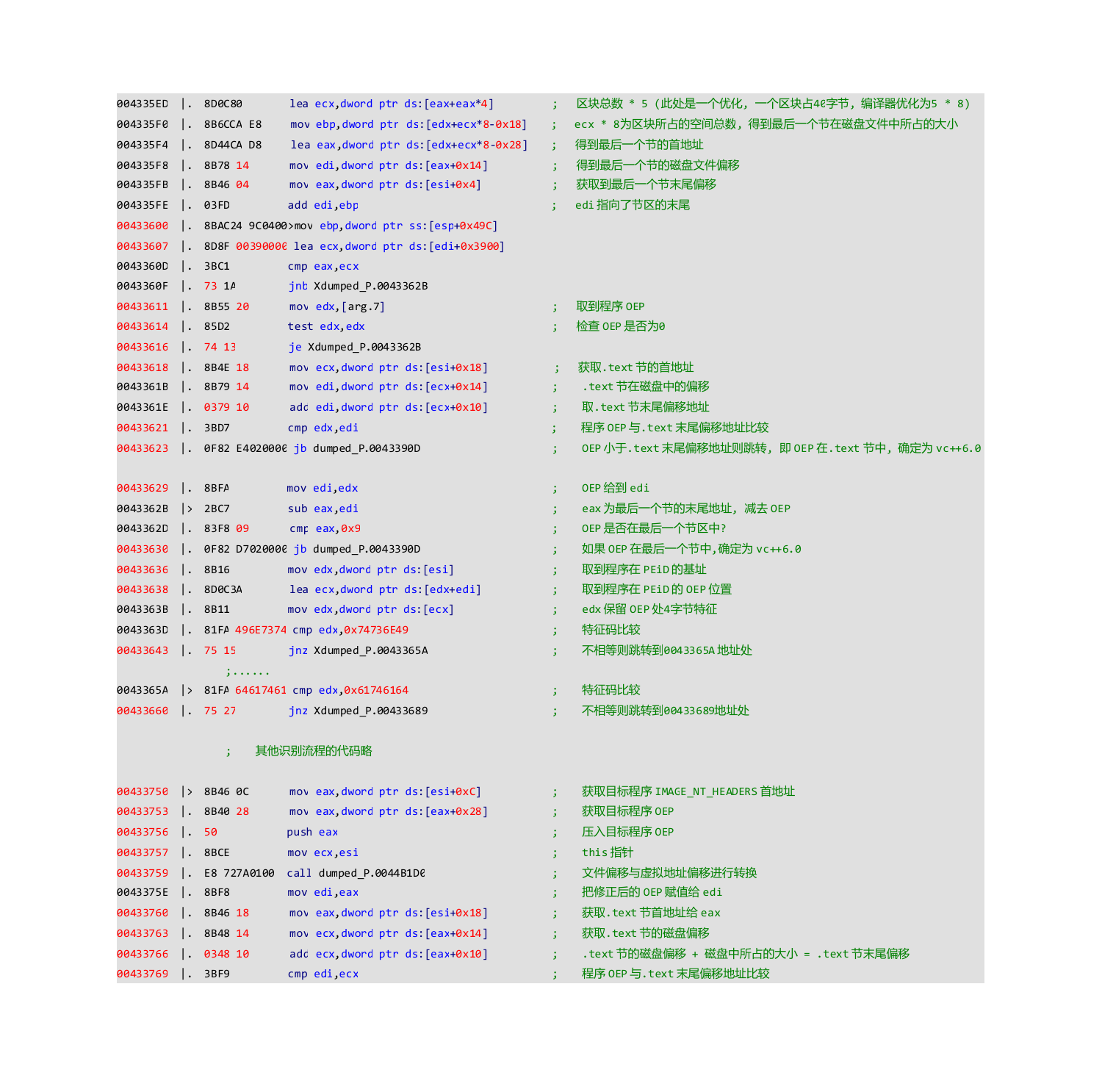```
004335ED  |.  8D0C80        lea ecx,dword ptr ds:[eax+eax*4]         ;   区块总数 * 5（此处是一个优化，一个区块占40字节，编译器优化为5 * 8）
004335F0  |.  8B6CCA E8     mov ebp,dword ptr ds:[edx+ecx*8-0x18]    ;   ecx * 8为区块所占的空间总数，得到最后一个节在磁盘文件中所占的大小
004335F4  |.  8D44CA D8     lea eax,dword ptr ds:[edx+ecx*8-0x28]    ;   得到最后一个节的首地址
004335F8  |.  8B78 14       mov edi,dword ptr ds:[eax+0x14]          ;   得到最后一个节的磁盘文件偏移
004335FB  |.  8B46 04       mov eax,dword ptr ds:[esi+0x4]           ;   获取到最后一个节末尾偏移
004335FE  |.  03FD          add edi,ebp                              ;   edi 指向了节区的末尾
00433600  |.  8BAC24 9C0400>mov ebp,dword ptr ss:[esp+0x49C]
00433607  |.  8D8F 00390000 lea ecx,dword ptr ds:[edi+0x3900]
0043360D  |.  3BC1          cmp eax,ecx
0043360F  |.  73 1A         jnb Xdumped_P.0043362B
00433611  |.  8B55 20       mov edx,[arg.7]                          ;   取到程序 OEP
00433614  |.  85D2          test edx,edx                             ;   检查 OEP 是否为0
00433616  |.  74 13         je Xdumped_P.0043362B
00433618  |.  8B4E 18       mov ecx,dword ptr ds:[esi+0x18]          ;   获取.text 节的首地址
0043361B  |.  8B79 14       mov edi,dword ptr ds:[ecx+0x14]          ;    .text 节在磁盘中的偏移
0043361E  |.  0379 10       add edi,dword ptr ds:[ecx+0x10]          ;    取.text 节末尾偏移地址
00433621  |.  3BD7          cmp edx,edi                              ;    程序 OEP 与.text 末尾偏移地址比较
00433623  |.  0F82 E4020000 jb dumped_P.0043390D                     ;    OEP 小于.text 末尾偏移地址则跳转，即 OEP 在.text 节中，确定为 vc++6.0

00433629  |.  8BFA          mov edi,edx                              ;    OEP 给到 edi
0043362B  |>  2BC7          sub eax,edi                              ;    eax 为最后一个节的末尾地址，减去 OEP
0043362D  |.  83F8 09       cmp eax,0x9                              ;    OEP 是否在最后一个节区中?
00433630  |.  0F82 D7020000 jb dumped_P.0043390D                     ;    如果 OEP 在最后一个节中,确定为 vc++6.0
00433636  |.  8B16          mov edx,dword ptr ds:[esi]               ;    取到程序在 PEiD 的基址
00433638  |.  8D0C3A        lea ecx,dword ptr ds:[edx+edi]           ;    取到程序在 PEiD 的 OEP 位置
0043363B  |.  8B11          mov edx,dword ptr ds:[ecx]               ;    edx 保留 OEP 处4字节特征
0043363D  |.  81FA 496E7374 cmp edx,0x74736E49                       ;    特征码比较
00433643  |.  75 15         jnz Xdumped_P.0043365A                   ;    不相等则跳转到0043365A 地址处
                ;......
0043365A  |>  81FA 64617461 cmp edx,0x61746164                       ;    特征码比较
00433660  |.  75 27         jnz Xdumped_P.00433689                   ;    不相等则跳转到00433689地址处

                ;    其他识别流程的代码略

00433750  |>  8B46 0C       mov eax,dword ptr ds:[esi+0xC]           ;    获取目标程序 IMAGE_NT_HEADERS 首地址
00433753  |.  8B40 28       mov eax,dword ptr ds:[eax+0x28]          ;    获取目标程序 OEP
00433756  |.  50            push eax                                 ;    压入目标程序 OEP
00433757  |.  8BCE          mov ecx,esi                              ;    this 指针
00433759  |.  E8 727A0100   call dumped_P.0044B1D0                   ;    文件偏移与虚拟地址偏移进行转换
0043375E  |.  8BF8          mov edi,eax                              ;    把修正后的 OEP 赋值给 edi
00433760  |.  8B46 18       mov eax,dword ptr ds:[esi+0x18]          ;    获取.text 节首地址给 eax
00433763  |.  8B48 14       mov ecx,dword ptr ds:[eax+0x14]          ;    获取.text 节的磁盘偏移
00433766  |.  0348 10       add ecx,dword ptr ds:[eax+0x10]          ;    .text 节的磁盘偏移 + 磁盘中所占的大小 = .text 节末尾偏移
00433769  |.  3BF9          cmp edi,ecx                              ;    程序 OEP 与.text 末尾偏移地址比较
```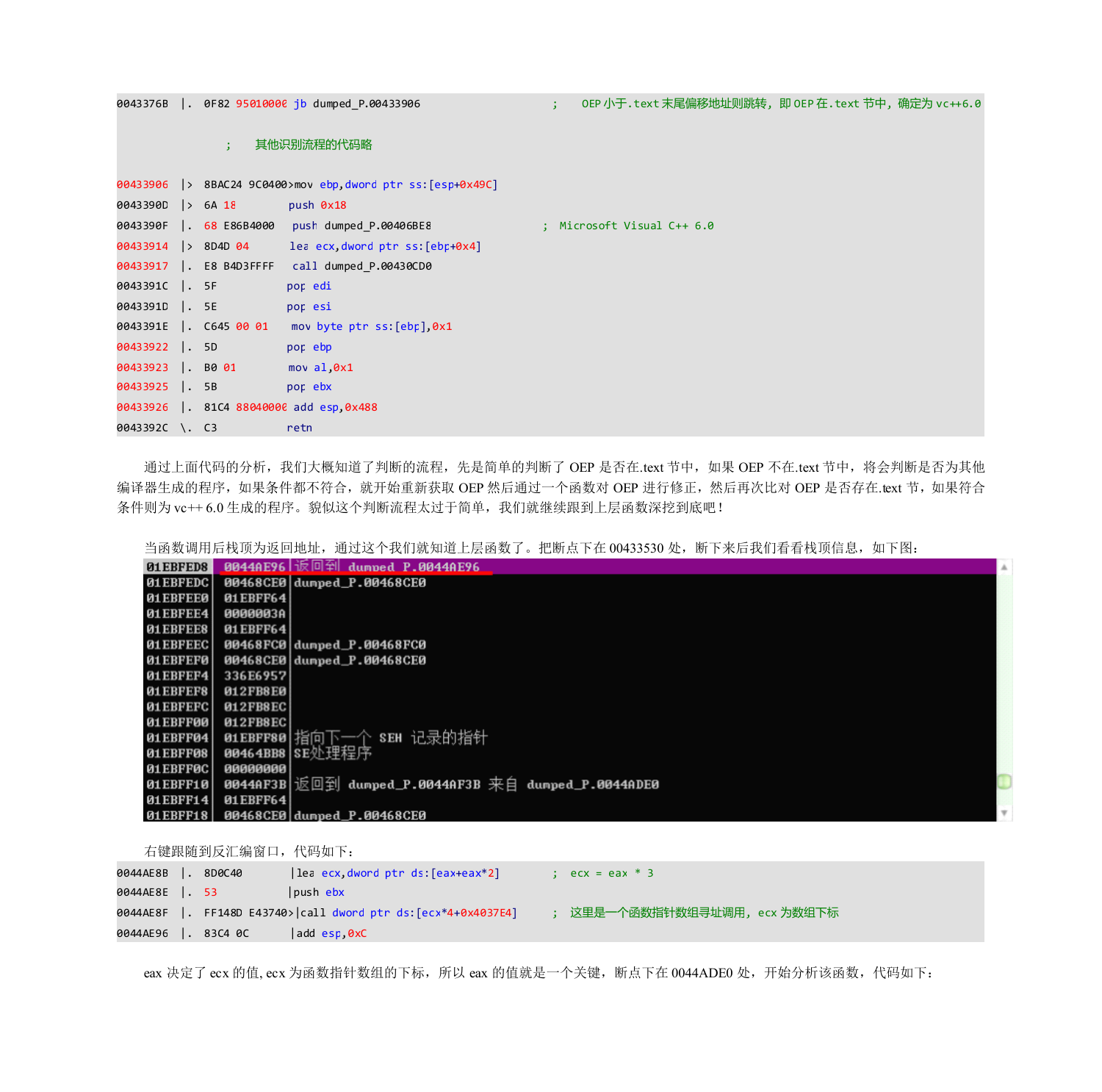```
0043376B  |.  0F82 95010000 jb dumped_P.00433906                     ;    OEP小于.text末尾偏移地址则跳转, 即OEP在.text节中, 确定为vc++6.0

                ;    其他识别流程的代码略

00433906  |>  8BAC24 9C0400>mov ebp,dword ptr ss:[esp+0x49C]
0043390D  |>  6A 18         push 0x18
0043390F  |.  68 E86B4000   push dumped_P.00406BE8                   ;  Microsoft Visual C++ 6.0
00433914  |>  8D4D 04       lea ecx,dword ptr ss:[ebp+0x4]
00433917  |.  E8 B4D3FFFF   call dumped_P.00430CD0
0043391C  |.  5F            pop edi
0043391D  |.  5E            pop esi
0043391E  |.  C645 00 01    mov byte ptr ss:[ebp],0x1
00433922  |.  5D            pop ebp
00433923  |.  B0 01         mov al,0x1
00433925  |.  5B            pop ebx
00433926  |.  81C4 88040000 add esp,0x488
0043392C  \.  C3            retn
```

通过上面代码的分析，我们大概知道了判断的流程，先是简单的判断了 OEP 是否在.text 节中，如果 OEP 不在.text 节中，将会判断是否为其他编译器生成的程序，如果条件都不符合，就开始重新获取 OEP 然后通过一个函数对 OEP 进行修正，然后再次比对 OEP 是否存在.text 节，如果符合条件则为 vc++ 6.0 生成的程序。貌似这个判断流程太过于简单，我们就继续跟到上层函数深挖到底吧！

当函数调用后栈顶为返回地址，通过这个我们就知道上层函数了。把断点下在 00433530 处，断下来后我们看看栈顶信息，如下图：

```
01EBFED8   0044AE96  返回到 dumped_P.0044AE96
01EBFEDC   00468CE0  dumped_P.00468CE0
01EBFEE0   01EBFF64
01EBFEE4   0000003A
01EBFEE8   01EBFF64
01EBFEEC   00468FC0  dumped_P.00468FC0
01EBFEF0   00468CE0  dumped_P.00468CE0
01EBFEF4   336E6957
01EBFEF8   012FB8E0
01EBFEFC   012FB8EC
01EBFF00   012FB8EC
01EBFF04   01EBFF80  指向下一个 SEH 记录的指针
01EBFF08   00464BB8  SE处理程序
01EBFF0C   00000000
01EBFF10   0044AF3B  返回到 dumped_P.0044AF3B 来自 dumped_P.0044ADE0
01EBFF14   01EBFF64
01EBFF18   00468CE0  dumped_P.00468CE0
```

右键跟随到反汇编窗口，代码如下：

```
0044AE8B  |.  8D0C40        |lea ecx,dword ptr ds:[eax+eax*2]        ;  ecx = eax * 3
0044AE8E  |.  53            |push ebx
0044AE8F  |.  FF148D E43740>|call dword ptr ds:[ecx*4+0x4037E4]      ;  这里是一个函数指针数组寻址调用, ecx为数组下标
0044AE96  |.  83C4 0C       |add esp,0xC
```

eax 决定了 ecx 的值, ecx 为函数指针数组的下标，所以 eax 的值就是一个关键，断点下在 0044ADE0 处，开始分析该函数，代码如下：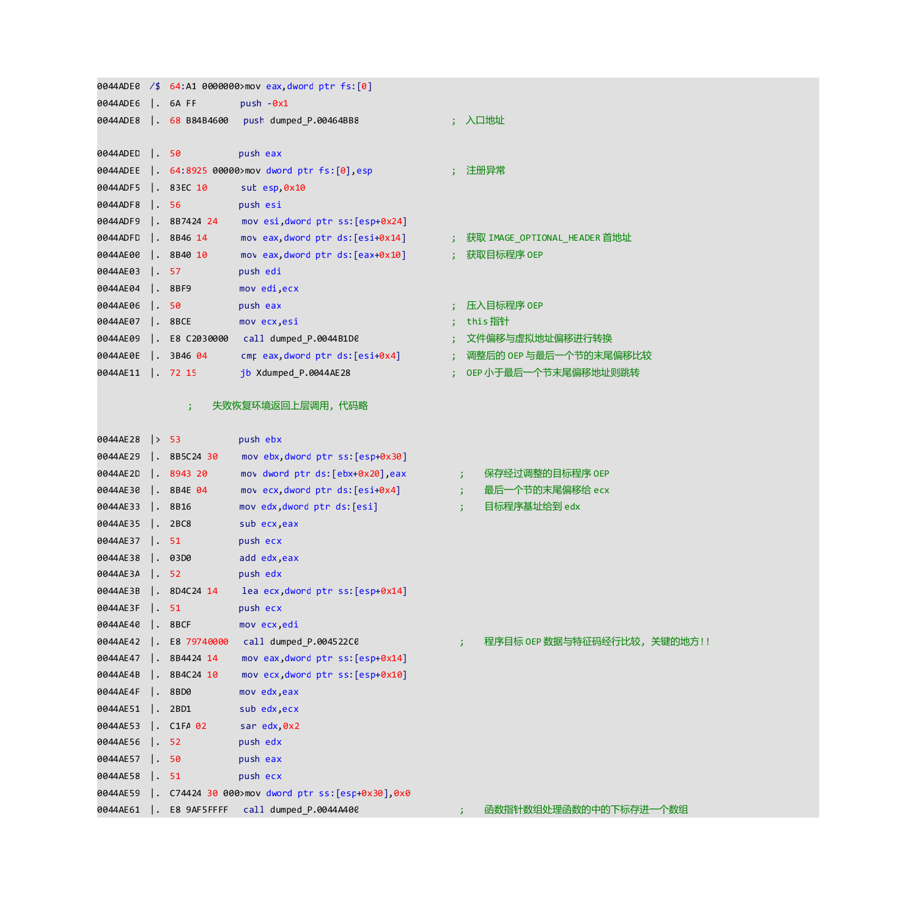```
0044ADE0  /$  64:A1 0000000>mov eax,dword ptr fs:[0]
0044ADE6  |.  6A FF         push -0x1
0044ADE8  |.  68 B84B4600   push dumped_P.00464BB8                ;  入口地址

0044ADED  |.  50            push eax
0044ADEE  |.  64:8925 00000>mov dword ptr fs:[0],esp              ;  注册异常
0044ADF5  |.  83EC 10       sub esp,0x10
0044ADF8  |.  56            push esi
0044ADF9  |.  8B7424 24     mov esi,dword ptr ss:[esp+0x24]
0044ADFD  |.  8B46 14       mov eax,dword ptr ds:[esi+0x14]       ;  获取 IMAGE_OPTIONAL_HEADER 首地址
0044AE00  |.  8B40 10       mov eax,dword ptr ds:[eax+0x10]       ;  获取目标程序 OEP
0044AE03  |.  57            push edi
0044AE04  |.  8BF9          mov edi,ecx
0044AE06  |.  50            push eax                              ;  压入目标程序 OEP
0044AE07  |.  8BCE          mov ecx,esi                           ;  this 指针
0044AE09  |.  E8 C2030000   call dumped_P.0044B1D0                ;  文件偏移与虚拟地址偏移进行转换
0044AE0E  |.  3B46 04       cmp eax,dword ptr ds:[esi+0x4]        ;  调整后的 OEP 与最后一个节的末尾偏移比较
0044AE11  |.  72 15         jb Xdumped_P.0044AE28                 ;  OEP 小于最后一个节末尾偏移地址则跳转

                ;    失败恢复环境返回上层调用，代码略

0044AE28  |>  53            push ebx
0044AE29  |.  8B5C24 30     mov ebx,dword ptr ss:[esp+0x30]
0044AE2D  |.  8943 20       mov dword ptr ds:[ebx+0x20],eax        ;    保存经过调整的目标程序 OEP
0044AE30  |.  8B4E 04       mov ecx,dword ptr ds:[esi+0x4]         ;    最后一个节的末尾偏移给 ecx
0044AE33  |.  8B16          mov edx,dword ptr ds:[esi]             ;    目标程序基址给到 edx
0044AE35  |.  2BC8          sub ecx,eax
0044AE37  |.  51            push ecx
0044AE38  |.  03D0          add edx,eax
0044AE3A  |.  52            push edx
0044AE3B  |.  8D4C24 14     lea ecx,dword ptr ss:[esp+0x14]
0044AE3F  |.  51            push ecx
0044AE40  |.  8BCF          mov ecx,edi
0044AE42  |.  E8 79740000   call dumped_P.004522C0                 ;    程序目标 OEP 数据与特征码经行比较，关键的地方!!
0044AE47  |.  8B4424 14     mov eax,dword ptr ss:[esp+0x14]
0044AE4B  |.  8B4C24 10     mov ecx,dword ptr ss:[esp+0x10]
0044AE4F  |.  8BD0          mov edx,eax
0044AE51  |.  2BD1          sub edx,ecx
0044AE53  |.  C1FA 02       sar edx,0x2
0044AE56  |.  52            push edx
0044AE57  |.  50            push eax
0044AE58  |.  51            push ecx
0044AE59  |.  C74424 30 000>mov dword ptr ss:[esp+0x30],0x0
0044AE61  |.  E8 9AF5FFFF   call dumped_P.0044A400                 ;    函数指针数组处理函数的中的下标存进一个数组
```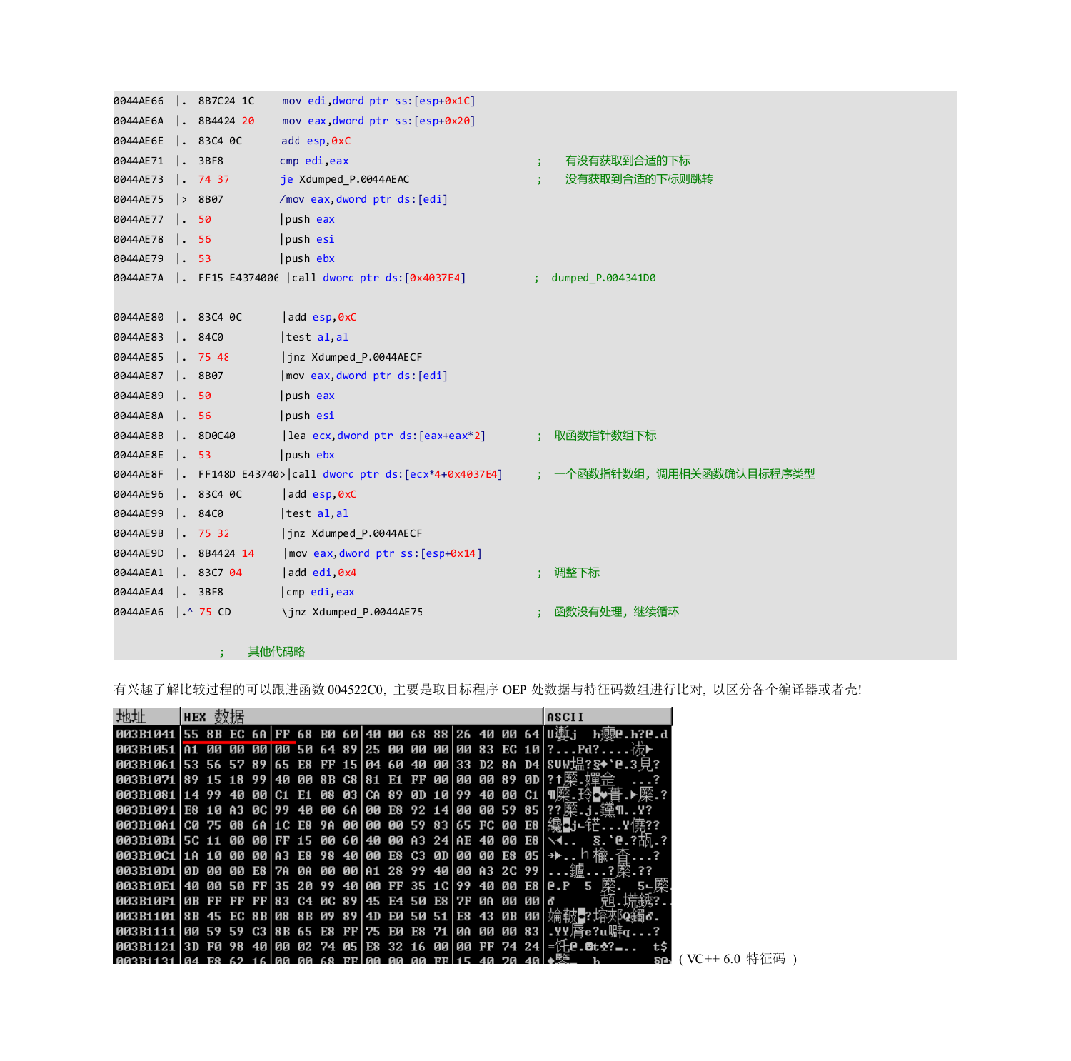```
0044AE66  |.  8B7C24 1C     mov edi,dword ptr ss:[esp+0x1C]
0044AE6A  |.  8B4424 20     mov eax,dword ptr ss:[esp+0x20]
0044AE6E  |.  83C4 0C       adc esp,0xC
0044AE71  |.  3BF8          cmp edi,eax                          ;   有没有获取到合适的下标
0044AE73  |.  74 37         je Xdumped_P.0044AEAC                ;   没有获取到合适的下标则跳转
0044AE75  |>  8B07          /mov eax,dword ptr ds:[edi]
0044AE77  |.  50            |push eax
0044AE78  |.  56            |push esi
0044AE79  |.  53            |push ebx
0044AE7A  |.  FF15 E4374000 |call dword ptr ds:[0x4037E4]         ;  dumped_P.004341D0

0044AE80  |.  83C4 0C       |add esp,0xC
0044AE83  |.  84C0          |test al,al
0044AE85  |.  75 48         |jnz Xdumped_P.0044AECF
0044AE87  |.  8B07          |mov eax,dword ptr ds:[edi]
0044AE89  |.  50            |push eax
0044AE8A  |.  56            |push esi
0044AE8B  |.  8D0C40        |lea ecx,dword ptr ds:[eax+eax*2]      ;  取函数指针数组下标
0044AE8E  |.  53            |push ebx
0044AE8F  |.  FF148D E43740>|call dword ptr ds:[ecx*4+0x4037E4]    ;  一个函数指针数组，调用相关函数确认目标程序类型
0044AE96  |.  83C4 0C       |add esp,0xC
0044AE99  |.  84C0          |test al,al
0044AE9B  |.  75 32         |jnz Xdumped_P.0044AECF
0044AE9D  |.  8B4424 14     |mov eax,dword ptr ss:[esp+0x14]
0044AEA1  |.  83C7 04       |add edi,0x4                         ;  调整下标
0044AEA4  |.  3BF8          |cmp edi,eax
0044AEA6  |.^ 75 CD         \jnz Xdumped_P.0044AE75              ;  函数没有处理，继续循环

                   ;     其他代码略
```

有兴趣了解比较过程的可以跟进函数 004522C0，主要是取目标程序 OEP 处数据与特征码数组进行比对，以区分各个编译器或者壳!

| 地址 | HEX 数据 | ASCII |
|---|---|---|
| 003B1041 | 55 8B EC 6A FF 68 B0 60 40 00 68 88 26 40 00 64 | U嬱j h皚@.h?@.d |
| 003B1051 | A1 00 00 00 00 50 64 89 25 00 00 00 00 83 EC 10 | ?....Pd?....冹▶ |
| 003B1061 | 53 56 57 89 65 E8 FF 15 04 60 40 00 33 D2 8A D4 | SVW塭?§◆`@.3見? |
| 003B1071 | 89 15 18 99 40 00 8B C8 81 E1 FF 00 00 00 89 0D | ?↑櫃.嬋亐 ...? |
| 003B1081 | 14 99 40 00 C1 E1 08 03 CA 89 0D 10 99 40 00 C1 | ¶櫃.玲◘♥蕢.▶櫃.? |
| 003B1091 | E8 10 A3 0C 99 40 00 6A 00 E8 92 14 00 00 59 85 | ??櫃.j.鑓¶..Y? |
| 003B10A1 | C0 75 08 6A 1C E8 9A 00 00 00 59 83 65 FC 00 E8 | 纔◘j∟铓...Y僥?? |
| 003B10B1 | 5C 11 00 00 FF 15 00 60 40 00 A3 24 AE 40 00 E8 | \◂.. §.`@.?甶.? |
| 003B10C1 | 1A 10 00 00 A3 E8 98 40 00 E8 C3 0D 00 00 E8 05 | →▸..ｈ榆.杳...? |
| 003B10D1 | 0D 00 00 E8 7A 0A 00 00 A1 28 99 40 00 A3 2C 99 | ...鑪...?櫽.?? |
| 003B10E1 | 40 00 50 FF 35 20 99 40 00 FF 35 1C 99 40 00 E8 | @.P 5 櫃. 5∟櫃. |
| 003B10F1 | 0B FF FF FF 83 C4 0C 89 45 E4 50 E8 7F 0A 00 00 | ♂ 兡.塃銹?.. |
| 003B1101 | 8B 45 EC 8B 08 8B 09 89 4D E0 50 51 E8 43 0B 00 | 婨鞁◘?塎郟QèC♂. |
| 003B1111 | 00 59 59 C3 8B 65 E8 FF 75 E0 E8 71 0A 00 00 83 | .YY脣e?u噦q...? |
| 003B1121 | 3D F0 98 40 00 02 74 05 E8 32 16 00 00 FF 74 24 | =饦@.☻t♣?▬.. t$ |
| 003B1131 | 04 E8 62 16 00 00 68 FF 00 00 00 FF 15 40 70 40 | ◆鑒.. h .. §@p@ |

（VC++ 6.0 特征码 ）